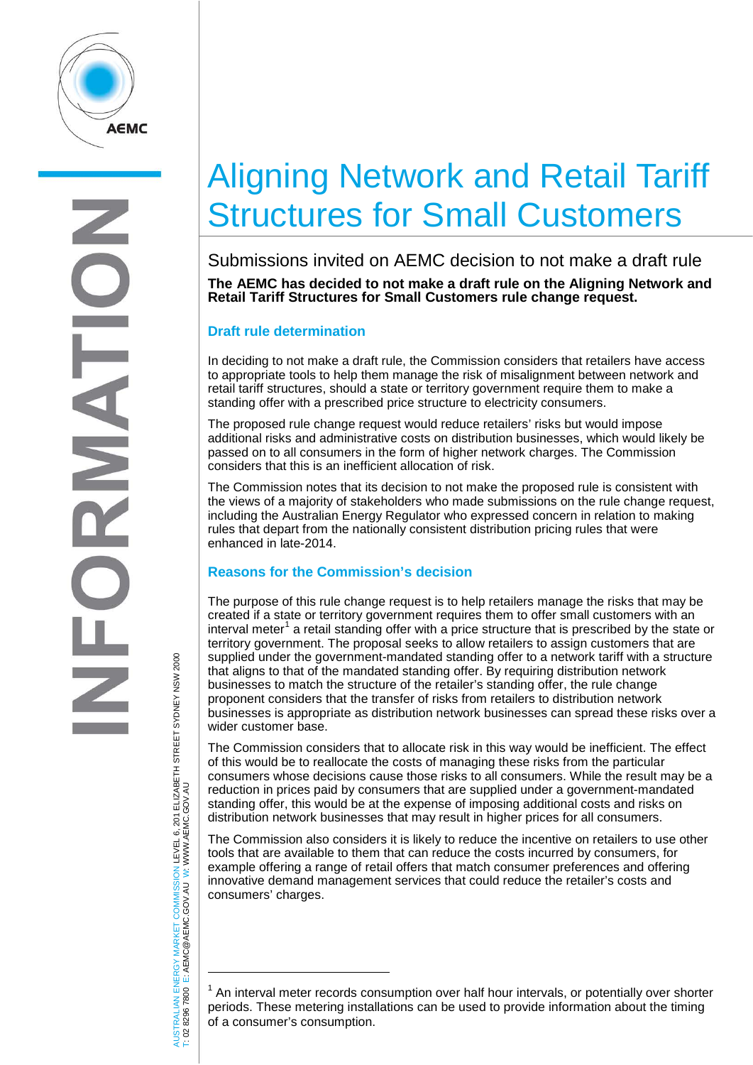# Aligning Network and Retail Tariff Structures for Small Customers

## Submissions invited on AEMC decision to not make a draft rule

**The AEMC has decided to not make a draft rule on the Aligning Network and Retail Tariff Structures for Small Customers rule change request.**

### Draft rule determination

In deciding to not make a draft rule, the Commission considers that retailers have access to appropriate tools to help them manage the risk of misalignment between network and retail tariff structures, should a state or territory government require them to make a standing offer with a prescribed price structure to electricity consumers.

The proposed rule change request would reduce retailers' risks but would impose additional risks and administrative costs on distribution businesses, which would likely be passed on to all consumers in the form of higher network charges. The Commission considers that this is an inefficient allocation of risk.

The Commission notes that its decision to not make the proposed rule is consistent with the views of a majority of stakeholders who made submissions on the rule change request, including the Australian Energy Regulator who expressed concern in relation to making rules that depart from the nationally consistent distribution pricing rules that were enhanced in late-2014.

### Reasons for the Commission's decision

The purpose of this rule change request is to help retailers manage the risks that may be created if a state or territory government requires them to offer small customers with an interval meter[1] a retail standing offer with a price structure that is prescribed by the state or territory government. The proposal seeks to allow retailers to assign customers that are supplied under the government-mandated standing offer to a network tariff with a structure that aligns to that of the mandated standing offer. By requiring distribution network businesses to match the structure of the retailer's standing offer, the rule change proponent considers that the transfer of risks from retailers to distribution network businesses is appropriate as distribution network businesses can spread these risks over a wider customer base.

The Commission considers that to allocate risk in this way would be inefficient. The effect of this would be to reallocate the costs of managing these risks from the particular consumers whose decisions cause those risks to all consumers. While the result may be a reduction in prices paid by consumers that are supplied under a government-mandated standing offer, this would be at the expense of imposing additional costs and risks on distribution network businesses that may result in higher prices for all consumers.

The Commission also considers it is likely to reduce the incentive on retailers to use other tools that are available to them that can reduce the costs incurred by consumers, for example offering a range of retail offers that match consumer preferences and offering innovative demand management services that could reduce the retailer's costs and consumers' charges.

---

[1] An interval meter records consumption over half hour intervals, or potentially over shorter periods. These metering installations can be used to provide information about the timing of a consumer's consumption.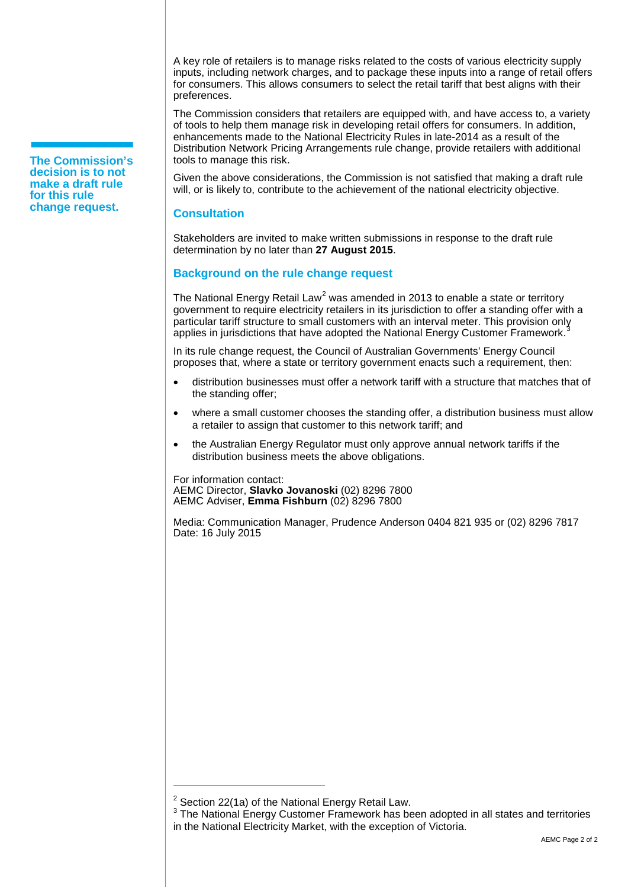A key role of retailers is to manage risks related to the costs of various electricity supply inputs, including network charges, and to package these inputs into a range of retail offers for consumers. This allows consumers to select the retail tariff that best aligns with their preferences.

**The Commission's decision is to not make a draft rule for this rule change request.**

The Commission considers that retailers are equipped with, and have access to, a variety of tools to help them manage risk in developing retail offers for consumers. In addition, enhancements made to the National Electricity Rules in late-2014 as a result of the Distribution Network Pricing Arrangements rule change, provide retailers with additional tools to manage this risk.

Given the above considerations, the Commission is not satisfied that making a draft rule will, or is likely to, contribute to the achievement of the national electricity objective.

## Consultation

Stakeholders are invited to make written submissions in response to the draft rule determination by no later than **27 August 2015**.

## Background on the rule change request

The National Energy Retail Law[2] was amended in 2013 to enable a state or territory government to require electricity retailers in its jurisdiction to offer a standing offer with a particular tariff structure to small customers with an interval meter. This provision only applies in jurisdictions that have adopted the National Energy Customer Framework.[3]

In its rule change request, the Council of Australian Governments' Energy Council proposes that, where a state or territory government enacts such a requirement, then:

- distribution businesses must offer a network tariff with a structure that matches that of the standing offer;
- where a small customer chooses the standing offer, a distribution business must allow a retailer to assign that customer to this network tariff; and
- the Australian Energy Regulator must only approve annual network tariffs if the distribution business meets the above obligations.

For information contact:
AEMC Director, **Slavko Jovanoski** (02) 8296 7800
AEMC Adviser, **Emma Fishburn** (02) 8296 7800

Media: Communication Manager, Prudence Anderson 0404 821 935 or (02) 8296 7817
Date: 16 July 2015

[2] Section 22(1a) of the National Energy Retail Law.
[3] The National Energy Customer Framework has been adopted in all states and territories in the National Electricity Market, with the exception of Victoria.